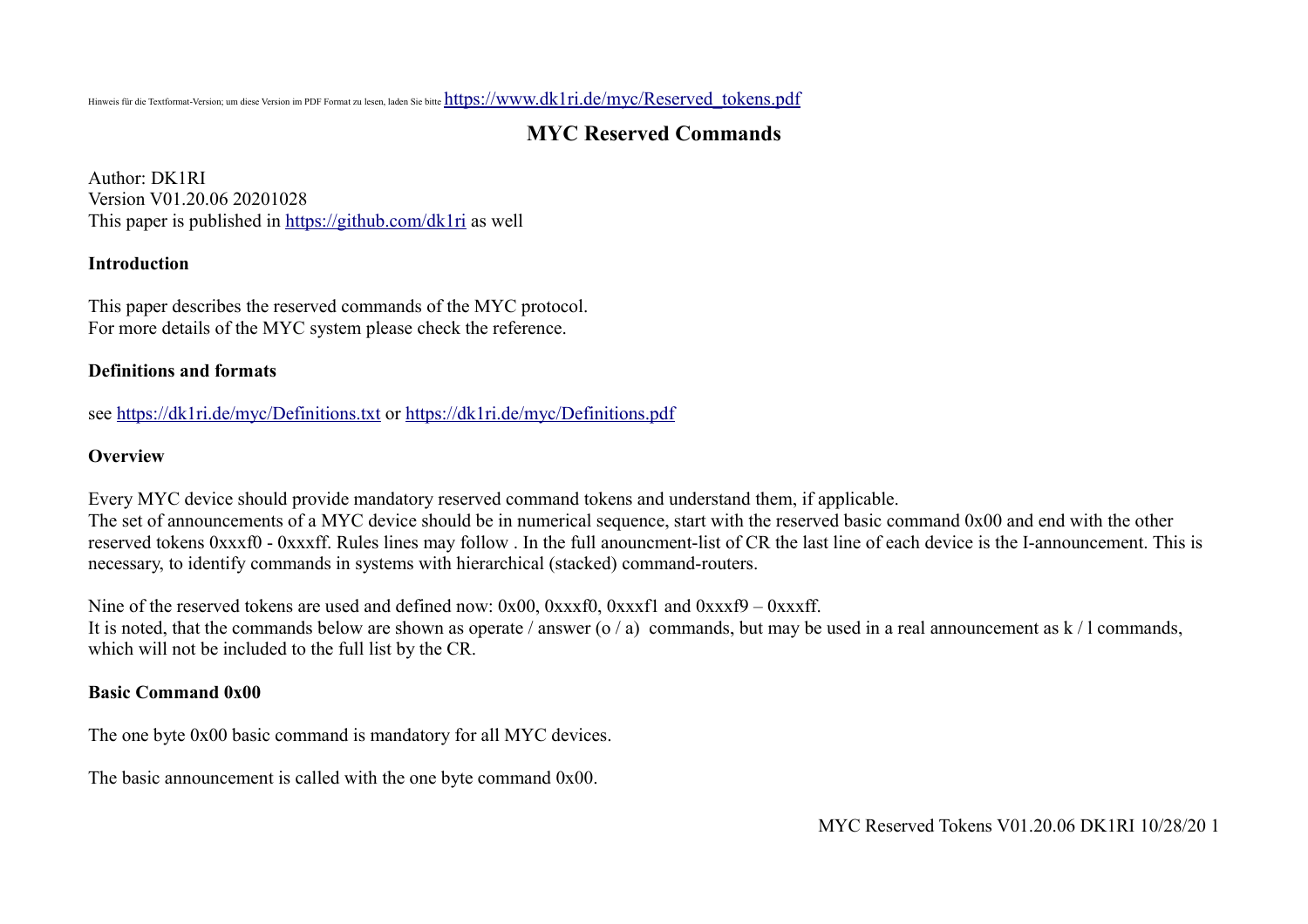Hinweis für die Textformat-Version; um diese Version im PDF Format zu lesen, laden Sie bitte https://www.dk1ri.de/myc/Reserved_tokens.pdf

# MYC Reserved Commands

Author: DK1RI
Version V01.20.06 20201028
This paper is published in https://github.com/dk1ri as well

## Introduction

This paper describes the reserved commands of the MYC protocol.
For more details of the MYC system please check the reference.

## Definitions and formats

see https://dk1ri.de/myc/Definitions.txt or https://dk1ri.de/myc/Definitions.pdf

## Overview

Every MYC device should provide mandatory reserved command tokens and understand them, if applicable.
The set of announcements of a MYC device should be in numerical sequence, start with the reserved basic command 0x00 and end with the other reserved tokens 0xxxf0 - 0xxxff. Rules lines may follow . In the full anouncment-list of CR the last line of each device is the I-announcement. This is necessary, to identify commands in systems with hierarchical (stacked) command-routers.

Nine of the reserved tokens are used and defined now: 0x00, 0xxxf0, 0xxxf1 and 0xxxf9 – 0xxxff.
It is noted, that the commands below are shown as operate / answer (o / a) commands, but may be used in a real announcement as k / l commands, which will not be included to the full list by the CR.

## Basic Command 0x00

The one byte 0x00 basic command is mandatory for all MYC devices.

The basic announcement is called with the one byte command 0x00.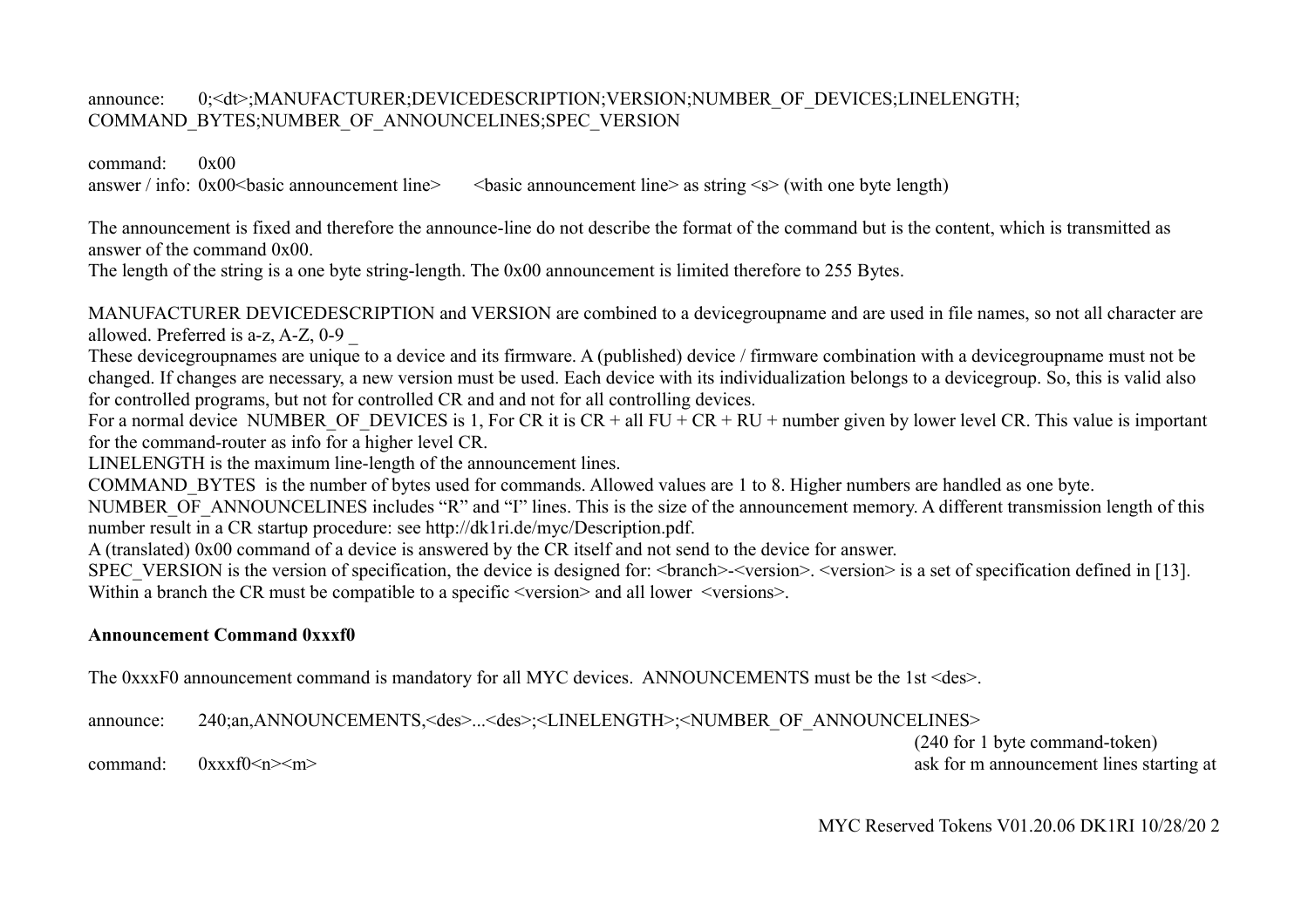announce: 0;<dt>;MANUFACTURER;DEVICEDESCRIPTION;VERSION;NUMBER_OF_DEVICES;LINELENGTH;COMMAND_BYTES;NUMBER_OF_ANNOUNCELINES;SPEC_VERSION

command: 0x00
answer / info: 0x00<basic announcement line> <basic announcement line> as string <s> (with one byte length)

The announcement is fixed and therefore the announce-line do not describe the format of the command but is the content, which is transmitted as answer of the command 0x00.
The length of the string is a one byte string-length. The 0x00 announcement is limited therefore to 255 Bytes.

MANUFACTURER DEVICEDESCRIPTION and VERSION are combined to a devicegroupname and are used in file names, so not all character are allowed. Preferred is a-z, A-Z, 0-9 _
These devicegroupnames are unique to a device and its firmware. A (published) device / firmware combination with a devicegroupname must not be changed. If changes are necessary, a new version must be used. Each device with its individualization belongs to a devicegroup. So, this is valid also for controlled programs, but not for controlled CR and and not for all controlling devices.
For a normal device NUMBER_OF_DEVICES is 1, For CR it is CR + all FU + CR + RU + number given by lower level CR. This value is important for the command-router as info for a higher level CR.
LINELENGTH is the maximum line-length of the announcement lines.
COMMAND_BYTES is the number of bytes used for commands. Allowed values are 1 to 8. Higher numbers are handled as one byte.
NUMBER_OF_ANNOUNCELINES includes "R" and "I" lines. This is the size of the announcement memory. A different transmission length of this number result in a CR startup procedure: see http://dk1ri.de/myc/Description.pdf.
A (translated) 0x00 command of a device is answered by the CR itself and not send to the device for answer.
SPEC_VERSION is the version of specification, the device is designed for: <branch>-<version>. <version> is a set of specification defined in [13]. Within a branch the CR must be compatible to a specific <version> and all lower <versions>.

**Announcement Command 0xxxf0**

The 0xxxF0 announcement command is mandatory for all MYC devices. ANNOUNCEMENTS must be the 1st <des>.

announce: 240;an,ANNOUNCEMENTS,<des>...<des>;<LINELENGTH>;<NUMBER_OF_ANNOUNCELINES>
(240 for 1 byte command-token)
command: 0xxxf0<n><m> ask for m announcement lines starting at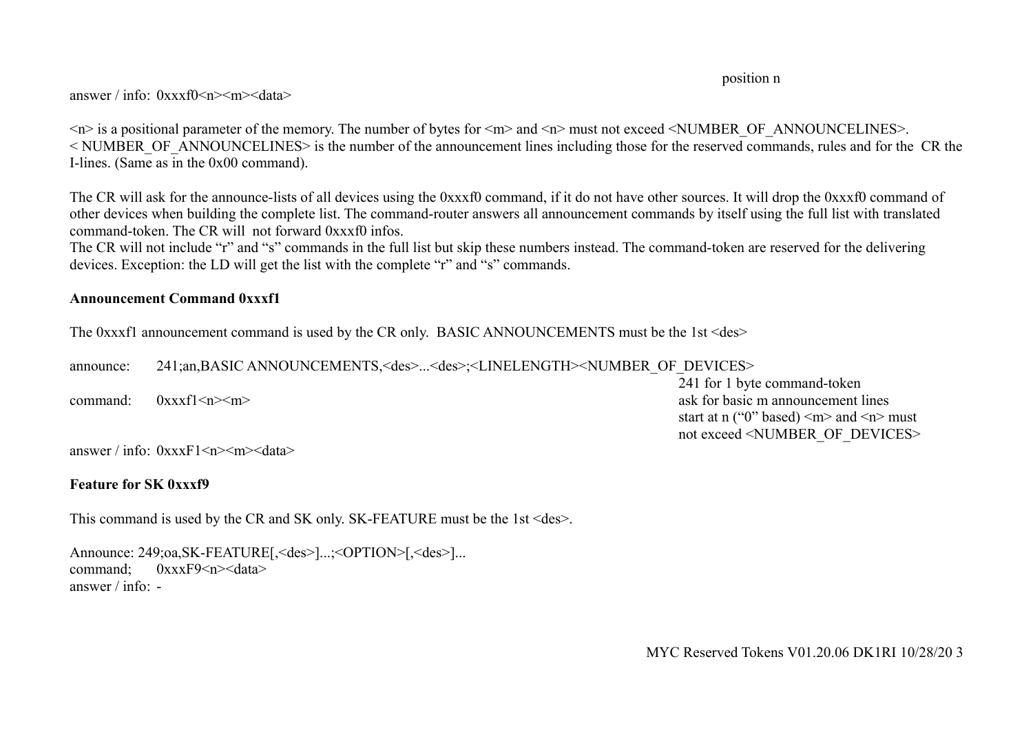position n

answer / info:  0xxxf0<n><m><data>

<n> is a positional parameter of the memory. The number of bytes for <m> and <n> must not exceed <NUMBER_OF_ANNOUNCELINES>.
< NUMBER_OF_ANNOUNCELINES> is the number of the announcement lines including those for the reserved commands, rules and for the  CR the I-lines. (Same as in the 0x00 command).

The CR will ask for the announce-lists of all devices using the 0xxxf0 command, if it do not have other sources. It will drop the 0xxxf0 command of other devices when building the complete list. The command-router answers all announcement commands by itself using the full list with translated command-token. The CR will  not forward 0xxxf0 infos.
The CR will not include “r” and “s” commands in the full list but skip these numbers instead. The command-token are reserved for the delivering devices. Exception: the LD will get the list with the complete “r” and “s” commands.

**Announcement Command 0xxxf1**

The 0xxxf1 announcement command is used by the CR only.  BASIC ANNOUNCEMENTS must be the 1st <des>

announce:      241;an,BASIC ANNOUNCEMENTS,<des>...<des>;<LINELENGTH><NUMBER_OF_DEVICES>

241 for 1 byte command-token

command:      0xxxf1<n><m>

ask for basic m announcement lines
start at n (“0” based) <m> and <n> must not exceed <NUMBER_OF_DEVICES>

answer / info:  0xxxF1<n><m><data>

**Feature for SK 0xxxf9**

This command is used by the CR and SK only. SK-FEATURE must be the 1st <des>.

Announce: 249;oa,SK-FEATURE[,<des>]...;<OPTION>[,<des>]...
command;      0xxxF9<n><data>
answer / info:  -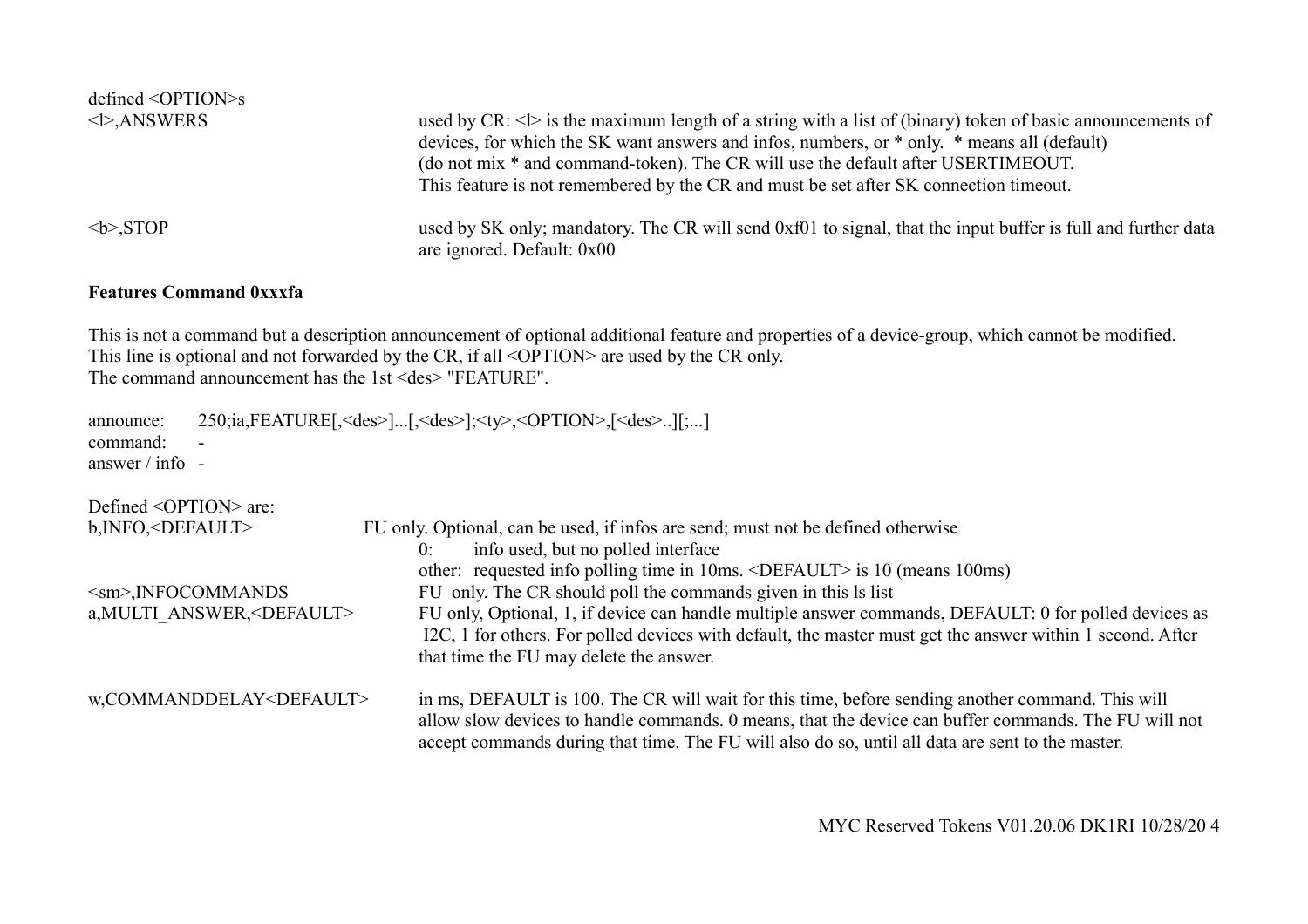defined <OPTION>s

| | |
|---|---|
| <l>,ANSWERS | used by CR: <l> is the maximum length of a string with a list of (binary) token of basic announcements of devices, for which the SK want answers and infos, numbers, or * only. * means all (default) (do not mix * and command-token). The CR will use the default after USERTIMEOUT. This feature is not remembered by the CR and must be set after SK connection timeout. |
| <b>,STOP | used by SK only; mandatory. The CR will send 0xf01 to signal, that the input buffer is full and further data are ignored. Default: 0x00 |

**Features Command 0xxxfa**

This is not a command but a description announcement of optional additional feature and properties of a device-group, which cannot be modified.
This line is optional and not forwarded by the CR, if all <OPTION> are used by the CR only.
The command announcement has the 1st <des> "FEATURE".

announce: 250;ia,FEATURE[,<des>]...[,<des>];<ty>,<OPTION>,[<des>..][;...]
command: -
answer / info -

Defined <OPTION> are:

| | |
|---|---|
| b,INFO,<DEFAULT> | FU only. Optional, can be used, if infos are send; must not be defined otherwise<br>0: info used, but no polled interface<br>other: requested info polling time in 10ms. <DEFAULT> is 10 (means 100ms) |
| <sm>,INFOCOMMANDS | FU only. The CR should poll the commands given in this ls list |
| a,MULTI_ANSWER,<DEFAULT> | FU only, Optional, 1, if device can handle multiple answer commands, DEFAULT: 0 for polled devices as I2C, 1 for others. For polled devices with default, the master must get the answer within 1 second. After that time the FU may delete the answer. |
| w,COMMANDDELAY<DEFAULT> | in ms, DEFAULT is 100. The CR will wait for this time, before sending another command. This will allow slow devices to handle commands. 0 means, that the device can buffer commands. The FU will not accept commands during that time. The FU will also do so, until all data are sent to the master. |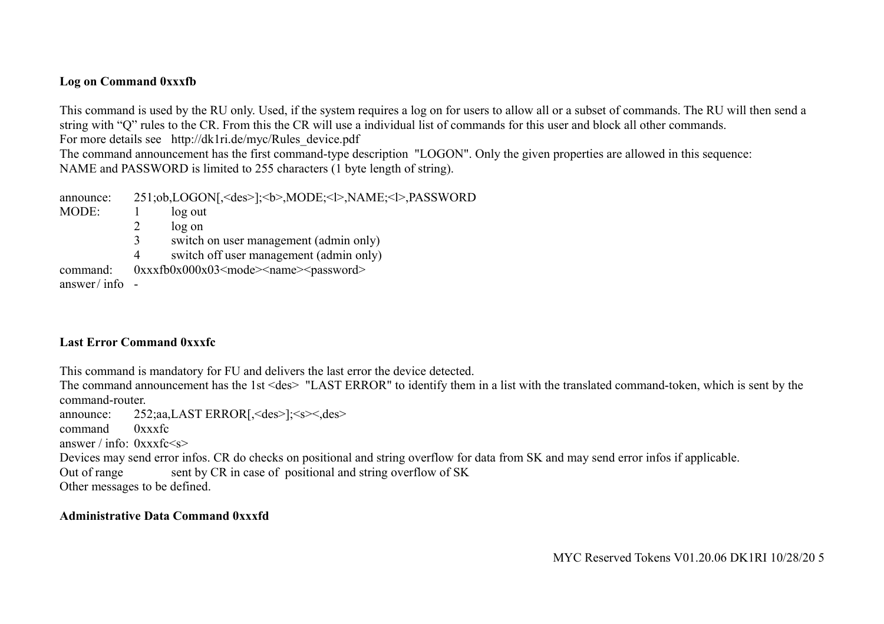**Log on Command 0xxxfb**

This command is used by the RU only. Used, if the system requires a log on for users to allow all or a subset of commands. The RU will then send a string with “Q” rules to the CR. From this the CR will use a individual list of commands for this user and block all other commands.
For more details see http://dk1ri.de/myc/Rules_device.pdf
The command announcement has the first command-type description "LOGON". Only the given properties are allowed in this sequence:
NAME and PASSWORD is limited to 255 characters (1 byte length of string).

announce: 251;ob,LOGON[,<des>];<b>,MODE;<l>,NAME;<l>,PASSWORD
MODE: 1 log out
2 log on
3 switch on user management (admin only)
4 switch off user management (admin only)
command: 0xxxfb0x000x03<mode><name><password>
answer / info -

**Last Error Command 0xxxfc**

This command is mandatory for FU and delivers the last error the device detected.
The command announcement has the 1st <des> "LAST ERROR" to identify them in a list with the translated command-token, which is sent by the command-router.
announce: 252;aa,LAST ERROR[,<des>];<s><,des>
command 0xxxfc
answer / info: 0xxxfc<s>
Devices may send error infos. CR do checks on positional and string overflow for data from SK and may send error infos if applicable.
Out of range sent by CR in case of positional and string overflow of SK
Other messages to be defined.

**Administrative Data Command 0xxxfd**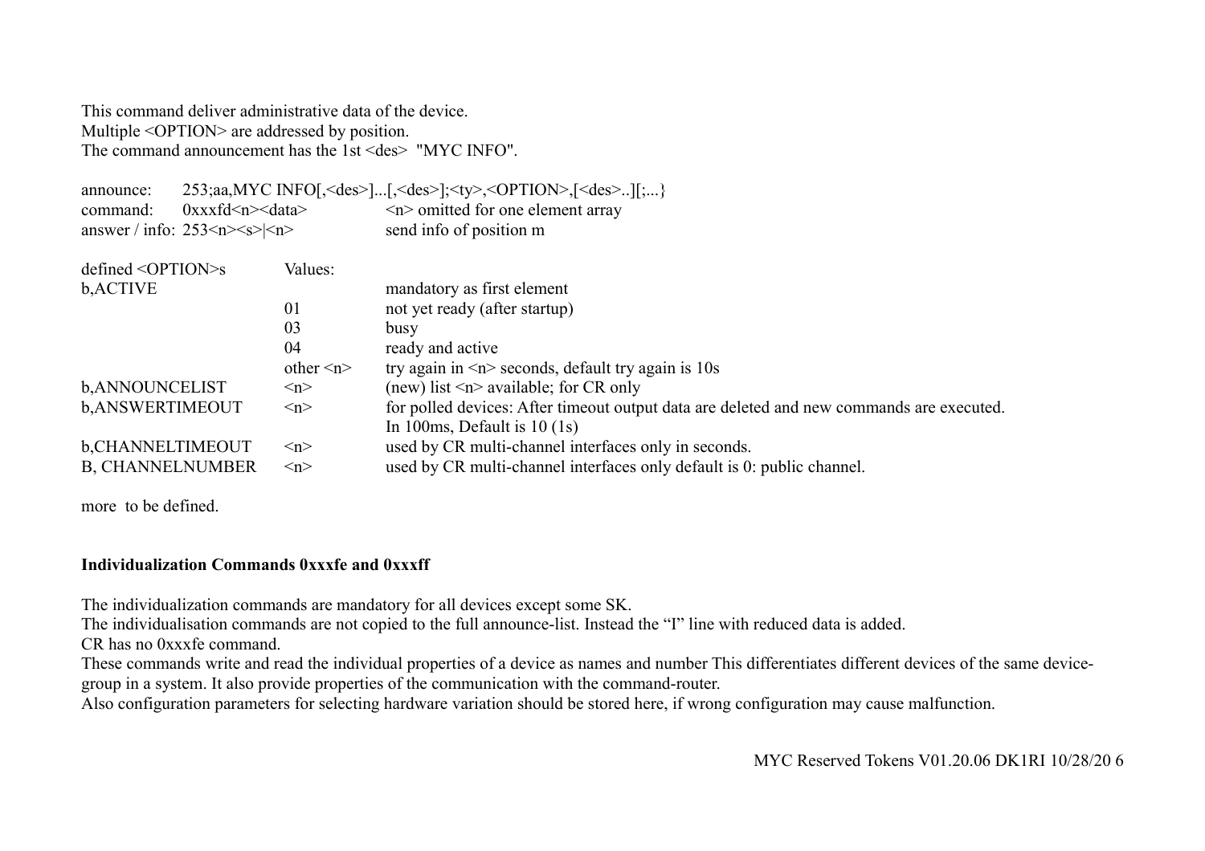This command deliver administrative data of the device.
Multiple <OPTION> are addressed by position.
The command announcement has the 1st <des> "MYC INFO".

| | | |
|---|---|---|
| announce: | 253;aa,MYC INFO[,<des>]...[,<des>];<ty>,<OPTION>,[<des>..][;...} | |
| command: | 0xxxfd<n><data> | <n> omitted for one element array |
| answer / info: | 253<n><s>\|<n> | send info of position m |

| defined <OPTION>s | Values: | |
|---|---|---|
| b,ACTIVE | | mandatory as first element |
| | 01 | not yet ready (after startup) |
| | 03 | busy |
| | 04 | ready and active |
| | other <n> | try again in <n> seconds, default try again is 10s |
| b,ANNOUNCELIST | <n> | (new) list <n> available; for CR only |
| b,ANSWERTIMEOUT | <n> | for polled devices: After timeout output data are deleted and new commands are executed. In 100ms, Default is 10 (1s) |
| b,CHANNELTIMEOUT | <n> | used by CR multi-channel interfaces only in seconds. |
| B, CHANNELNUMBER | <n> | used by CR multi-channel interfaces only default is 0: public channel. |

more to be defined.

**Individualization Commands 0xxxfe and 0xxxff**

The individualization commands are mandatory for all devices except some SK.
The individualisation commands are not copied to the full announce-list. Instead the “I” line with reduced data is added.
CR has no 0xxxfe command.
These commands write and read the individual properties of a device as names and number This differentiates different devices of the same device-group in a system. It also provide properties of the communication with the command-router.
Also configuration parameters for selecting hardware variation should be stored here, if wrong configuration may cause malfunction.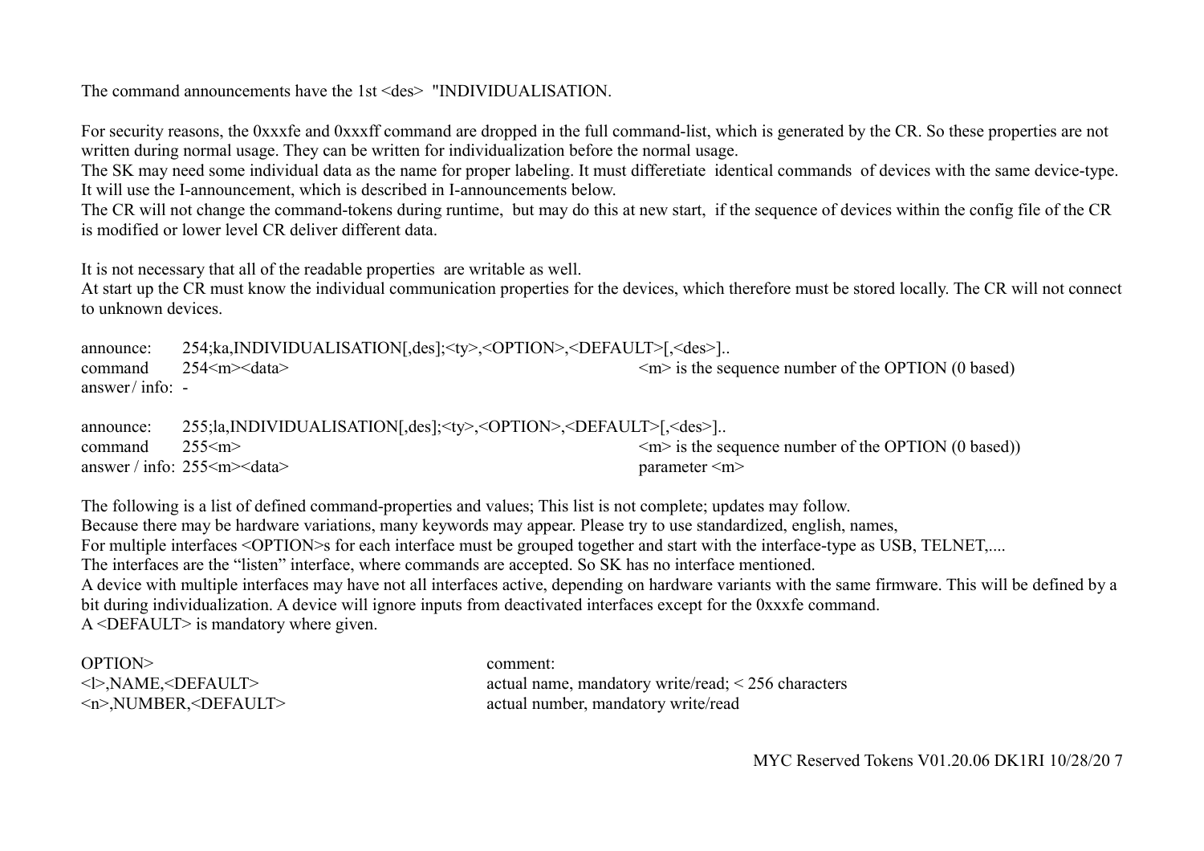The command announcements have the 1st <des> "INDIVIDUALISATION.

For security reasons, the 0xxxfe and 0xxxff command are dropped in the full command-list, which is generated by the CR. So these properties are not written during normal usage. They can be written for individualization before the normal usage.
The SK may need some individual data as the name for proper labeling. It must differetiate identical commands of devices with the same device-type. It will use the I-announcement, which is described in I-announcements below.
The CR will not change the command-tokens during runtime, but may do this at new start, if the sequence of devices within the config file of the CR is modified or lower level CR deliver different data.

It is not necessary that all of the readable properties are writable as well.
At start up the CR must know the individual communication properties for the devices, which therefore must be stored locally. The CR will not connect to unknown devices.

| | | |
|---|---|---|
| announce: | 254;ka,INDIVIDUALISATION[,des];<ty>,<OPTION>,<DEFAULT>[,<des>].. | |
| command | 254<m><data> | <m> is the sequence number of the OPTION (0 based) |
| answer / info: | - | |

| | | |
|---|---|---|
| announce: | 255;la,INDIVIDUALISATION[,des];<ty>,<OPTION>,<DEFAULT>[,<des>].. | |
| command | 255<m> | <m> is the sequence number of the OPTION (0 based)) |
| answer / info: | 255<m><data> | parameter <m> |

The following is a list of defined command-properties and values; This list is not complete; updates may follow.
Because there may be hardware variations, many keywords may appear. Please try to use standardized, english, names,
For multiple interfaces <OPTION>s for each interface must be grouped together and start with the interface-type as USB, TELNET,....
The interfaces are the "listen" interface, where commands are accepted. So SK has no interface mentioned.
A device with multiple interfaces may have not all interfaces active, depending on hardware variants with the same firmware. This will be defined by a bit during individualization. A device will ignore inputs from deactivated interfaces except for the 0xxxfe command.
A <DEFAULT> is mandatory where given.

| OPTION> | comment: |
|---|---|
| <l>,NAME,<DEFAULT> | actual name, mandatory write/read; < 256 characters |
| <n>,NUMBER,<DEFAULT> | actual number, mandatory write/read |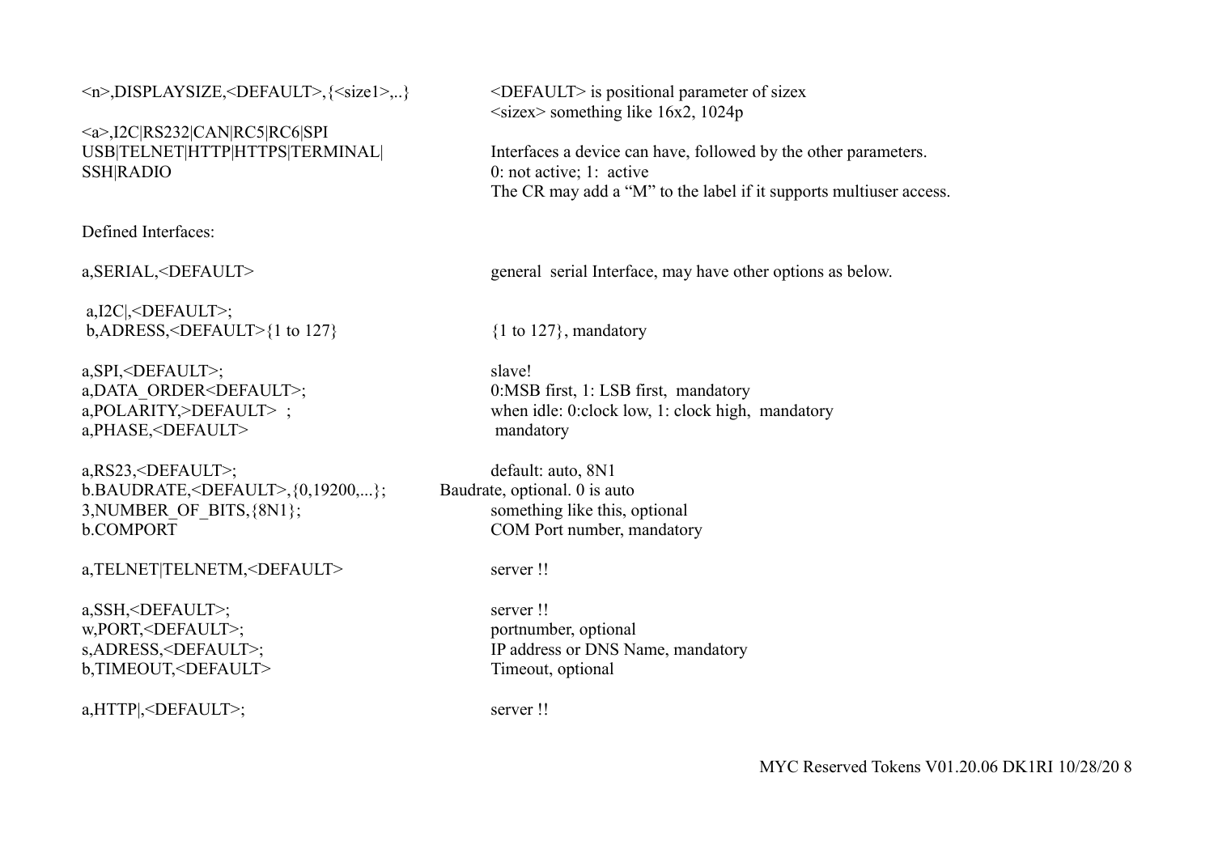<n>,DISPLAYSIZE,<DEFAULT>,{<size1>,..}

<DEFAULT> is positional parameter of sizex
<sizex> something like 16x2, 1024p

<a>,I2C|RS232|CAN|RC5|RC6|SPI
USB|TELNET|HTTP|HTTPS|TERMINAL|
SSH|RADIO

Interfaces a device can have, followed by the other parameters.
0: not active; 1: active
The CR may add a "M" to the label if it supports multiuser access.

Defined Interfaces:

a,SERIAL,<DEFAULT> — general serial Interface, may have other options as below.

a,I2C|,<DEFAULT>;
b,ADRESS,<DEFAULT>{1 to 127} — {1 to 127}, mandatory

a,SPI,<DEFAULT>; — slave!
a,DATA_ORDER<DEFAULT>; — 0:MSB first, 1: LSB first, mandatory
a,POLARITY,>DEFAULT> ; — when idle: 0:clock low, 1: clock high, mandatory
a,PHASE,<DEFAULT> — mandatory

a,RS23,<DEFAULT>; — default: auto, 8N1
b.BAUDRATE,<DEFAULT>,{0,19200,...}; — Baudrate, optional. 0 is auto
3,NUMBER_OF_BITS,{8N1}; — something like this, optional
b.COMPORT — COM Port number, mandatory

a,TELNET|TELNETM,<DEFAULT> — server !!

a,SSH,<DEFAULT>; — server !!
w,PORT,<DEFAULT>; — portnumber, optional
s,ADRESS,<DEFAULT>; — IP address or DNS Name, mandatory
b,TIMEOUT,<DEFAULT> — Timeout, optional

a,HTTP|,<DEFAULT>; — server !!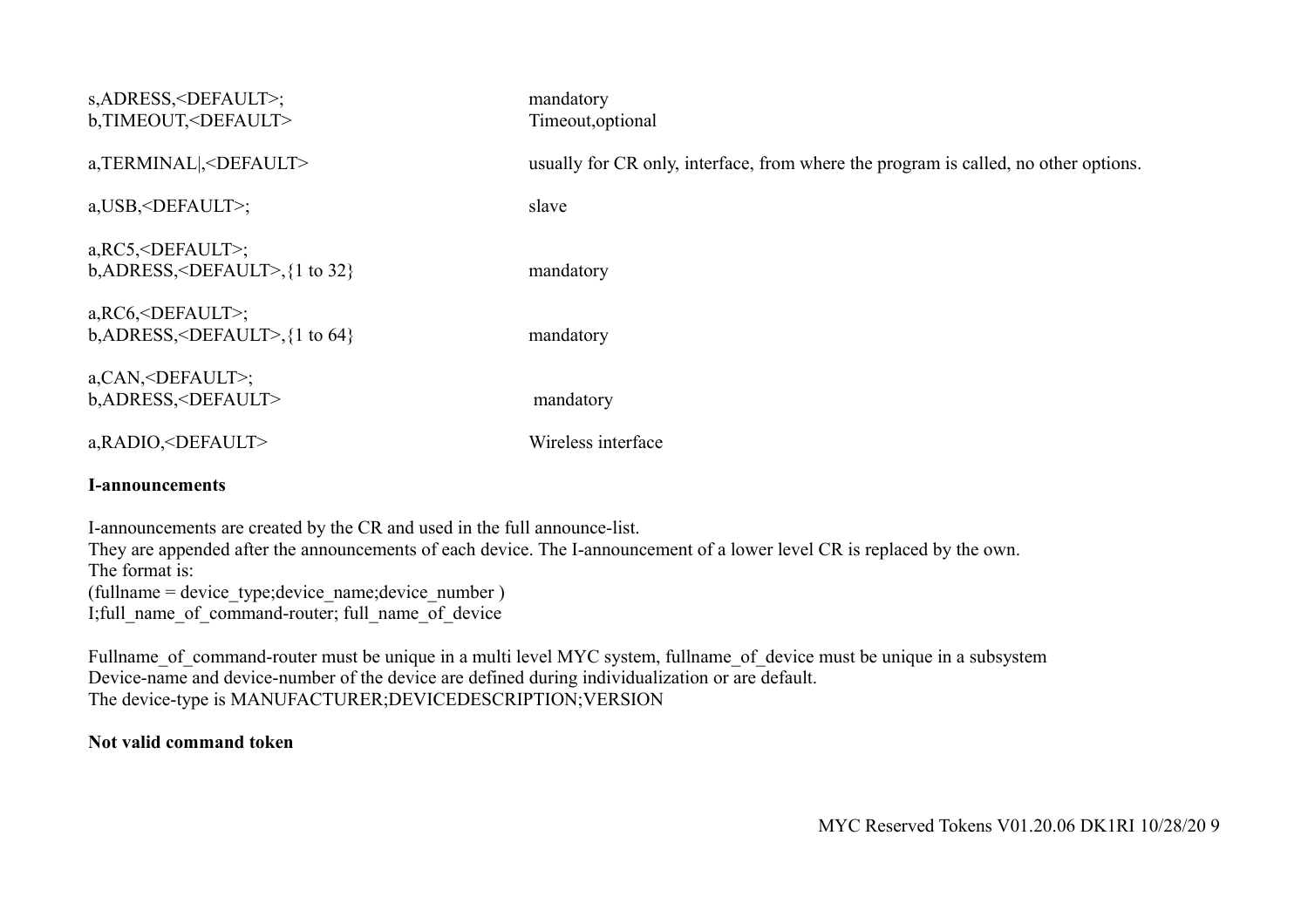| | |
|---|---|
| s,ADRESS,<DEFAULT>; | mandatory |
| b,TIMEOUT,<DEFAULT> | Timeout,optional |
| | |
| a,TERMINAL\|,<DEFAULT> | usually for CR only, interface, from where the program is called, no other options. |
| | |
| a,USB,<DEFAULT>; | slave |
| | |
| a,RC5,<DEFAULT>; | |
| b,ADRESS,<DEFAULT>,{1 to 32} | mandatory |
| | |
| a,RC6,<DEFAULT>; | |
| b,ADRESS,<DEFAULT>,{1 to 64} | mandatory |
| | |
| a,CAN,<DEFAULT>; | |
| b,ADRESS,<DEFAULT> | mandatory |
| | |
| a,RADIO,<DEFAULT> | Wireless interface |

**I-announcements**

I-announcements are created by the CR and used in the full announce-list.
They are appended after the announcements of each device. The I-announcement of a lower level CR is replaced by the own.
The format is:
(fullname = device_type;device_name;device_number )
I;full_name_of_command-router; full_name_of_device

Fullname_of_command-router must be unique in a multi level MYC system, fullname_of_device must be unique in a subsystem
Device-name and device-number of the device are defined during individualization or are default.
The device-type is MANUFACTURER;DEVICEDESCRIPTION;VERSION

**Not valid command token**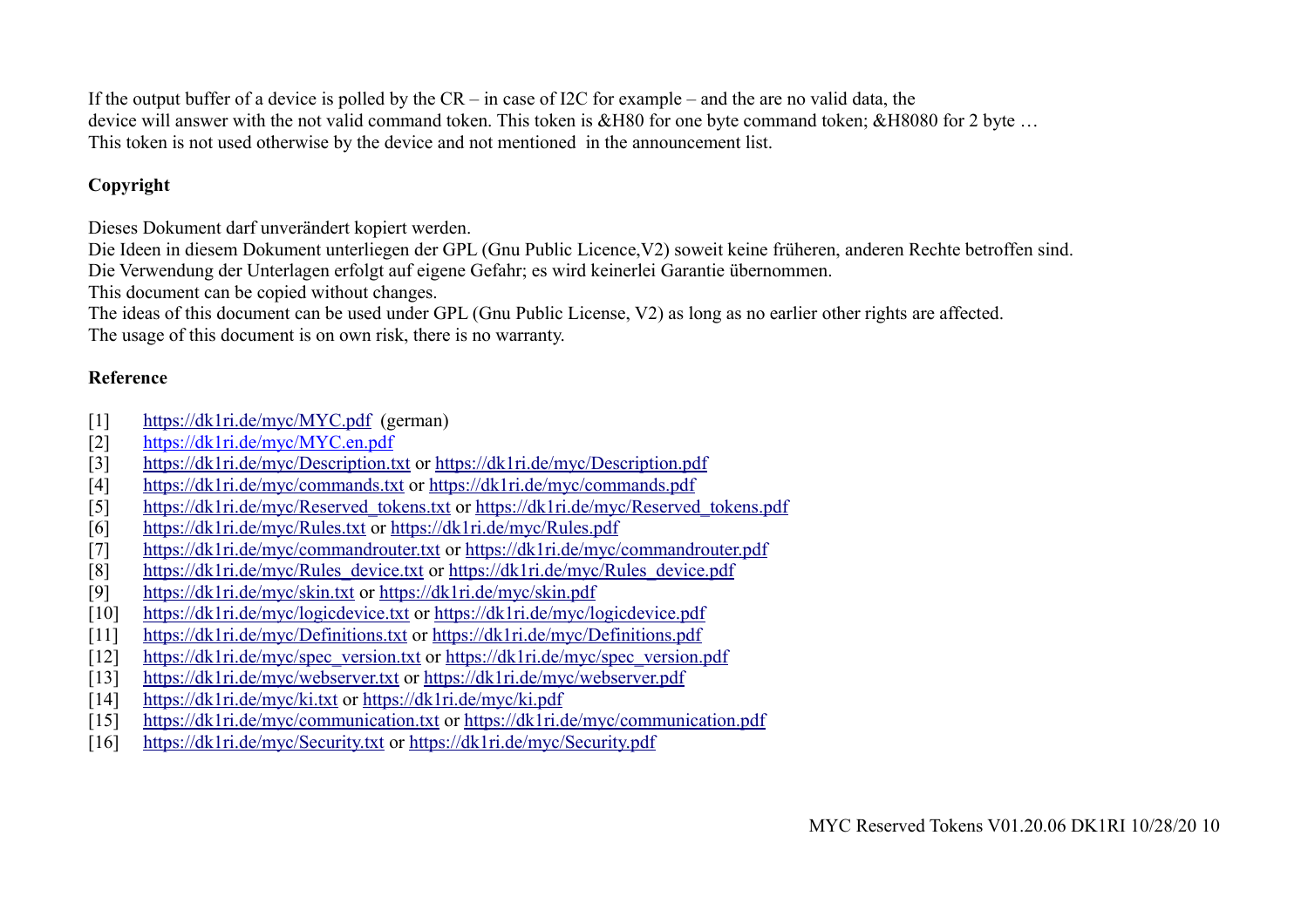If the output buffer of a device is polled by the CR – in case of I2C for example – and the are no valid data, the device will answer with the not valid command token. This token is &H80 for one byte command token; &H8080 for 2 byte …
This token is not used otherwise by the device and not mentioned in the announcement list.

**Copyright**

Dieses Dokument darf unverändert kopiert werden.
Die Ideen in diesem Dokument unterliegen der GPL (Gnu Public Licence,V2) soweit keine früheren, anderen Rechte betroffen sind.
Die Verwendung der Unterlagen erfolgt auf eigene Gefahr; es wird keinerlei Garantie übernommen.
This document can be copied without changes.
The ideas of this document can be used under GPL (Gnu Public License, V2) as long as no earlier other rights are affected.
The usage of this document is on own risk, there is no warranty.

**Reference**

[1] https://dk1ri.de/myc/MYC.pdf (german)
[2] https://dk1ri.de/myc/MYC.en.pdf
[3] https://dk1ri.de/myc/Description.txt or https://dk1ri.de/myc/Description.pdf
[4] https://dk1ri.de/myc/commands.txt or https://dk1ri.de/myc/commands.pdf
[5] https://dk1ri.de/myc/Reserved_tokens.txt or https://dk1ri.de/myc/Reserved_tokens.pdf
[6] https://dk1ri.de/myc/Rules.txt or https://dk1ri.de/myc/Rules.pdf
[7] https://dk1ri.de/myc/commandrouter.txt or https://dk1ri.de/myc/commandrouter.pdf
[8] https://dk1ri.de/myc/Rules_device.txt or https://dk1ri.de/myc/Rules_device.pdf
[9] https://dk1ri.de/myc/skin.txt or https://dk1ri.de/myc/skin.pdf
[10] https://dk1ri.de/myc/logicdevice.txt or https://dk1ri.de/myc/logicdevice.pdf
[11] https://dk1ri.de/myc/Definitions.txt or https://dk1ri.de/myc/Definitions.pdf
[12] https://dk1ri.de/myc/spec_version.txt or https://dk1ri.de/myc/spec_version.pdf
[13] https://dk1ri.de/myc/webserver.txt or https://dk1ri.de/myc/webserver.pdf
[14] https://dk1ri.de/myc/ki.txt or https://dk1ri.de/myc/ki.pdf
[15] https://dk1ri.de/myc/communication.txt or https://dk1ri.de/myc/communication.pdf
[16] https://dk1ri.de/myc/Security.txt or https://dk1ri.de/myc/Security.pdf